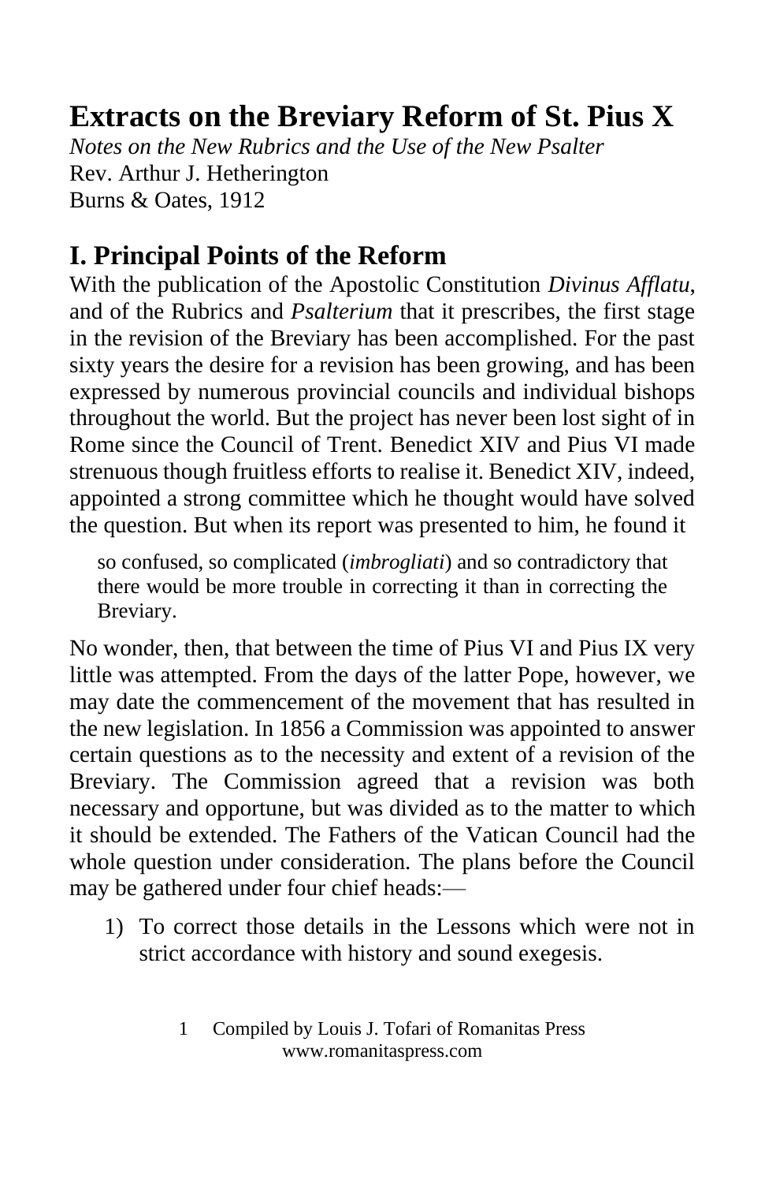# Extracts on the Breviary Reform of St. Pius X

*Notes on the New Rubrics and the Use of the New Psalter*
Rev. Arthur J. Hetherington
Burns & Oates, 1912

## I. Principal Points of the Reform

With the publication of the Apostolic Constitution *Divinus Afflatu*, and of the Rubrics and *Psalterium* that it prescribes, the first stage in the revision of the Breviary has been accomplished. For the past sixty years the desire for a revision has been growing, and has been expressed by numerous provincial councils and individual bishops throughout the world. But the project has never been lost sight of in Rome since the Council of Trent. Benedict XIV and Pius VI made strenuous though fruitless efforts to realise it. Benedict XIV, indeed, appointed a strong committee which he thought would have solved the question. But when its report was presented to him, he found it

> so confused, so complicated (*imbrogliati*) and so contradictory that there would be more trouble in correcting it than in correcting the Breviary.

No wonder, then, that between the time of Pius VI and Pius IX very little was attempted. From the days of the latter Pope, however, we may date the commencement of the movement that has resulted in the new legislation. In 1856 a Commission was appointed to answer certain questions as to the necessity and extent of a revision of the Breviary. The Commission agreed that a revision was both necessary and opportune, but was divided as to the matter to which it should be extended. The Fathers of the Vatican Council had the whole question under consideration. The plans before the Council may be gathered under four chief heads:—

1) To correct those details in the Lessons which were not in strict accordance with history and sound exegesis.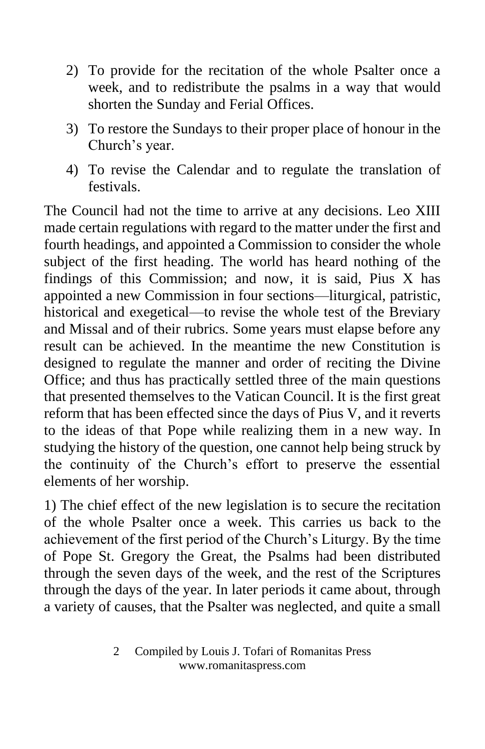2) To provide for the recitation of the whole Psalter once a week, and to redistribute the psalms in a way that would shorten the Sunday and Ferial Offices.

3) To restore the Sundays to their proper place of honour in the Church's year.

4) To revise the Calendar and to regulate the translation of festivals.

The Council had not the time to arrive at any decisions. Leo XIII made certain regulations with regard to the matter under the first and fourth headings, and appointed a Commission to consider the whole subject of the first heading. The world has heard nothing of the findings of this Commission; and now, it is said, Pius X has appointed a new Commission in four sections—liturgical, patristic, historical and exegetical—to revise the whole test of the Breviary and Missal and of their rubrics. Some years must elapse before any result can be achieved. In the meantime the new Constitution is designed to regulate the manner and order of reciting the Divine Office; and thus has practically settled three of the main questions that presented themselves to the Vatican Council. It is the first great reform that has been effected since the days of Pius V, and it reverts to the ideas of that Pope while realizing them in a new way. In studying the history of the question, one cannot help being struck by the continuity of the Church's effort to preserve the essential elements of her worship.

1) The chief effect of the new legislation is to secure the recitation of the whole Psalter once a week. This carries us back to the achievement of the first period of the Church's Liturgy. By the time of Pope St. Gregory the Great, the Psalms had been distributed through the seven days of the week, and the rest of the Scriptures through the days of the year. In later periods it came about, through a variety of causes, that the Psalter was neglected, and quite a small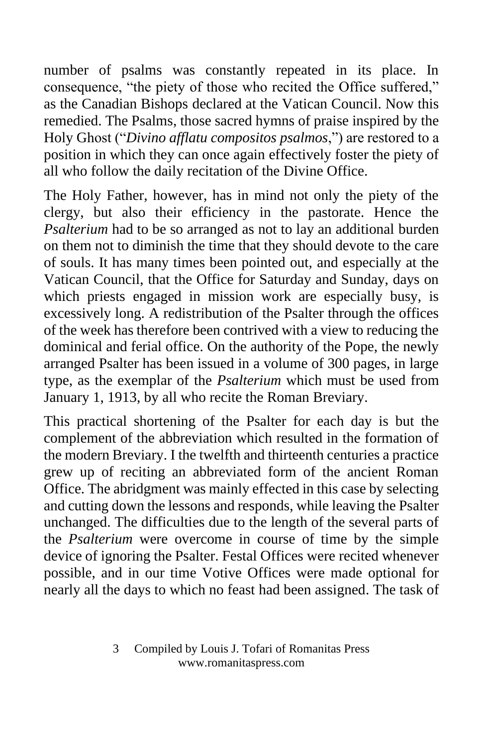number of psalms was constantly repeated in its place. In consequence, "the piety of those who recited the Office suffered," as the Canadian Bishops declared at the Vatican Council. Now this remedied. The Psalms, those sacred hymns of praise inspired by the Holy Ghost ("*Divino afflatu compositos psalmos*,") are restored to a position in which they can once again effectively foster the piety of all who follow the daily recitation of the Divine Office.

The Holy Father, however, has in mind not only the piety of the clergy, but also their efficiency in the pastorate. Hence the *Psalterium* had to be so arranged as not to lay an additional burden on them not to diminish the time that they should devote to the care of souls. It has many times been pointed out, and especially at the Vatican Council, that the Office for Saturday and Sunday, days on which priests engaged in mission work are especially busy, is excessively long. A redistribution of the Psalter through the offices of the week has therefore been contrived with a view to reducing the dominical and ferial office. On the authority of the Pope, the newly arranged Psalter has been issued in a volume of 300 pages, in large type, as the exemplar of the *Psalterium* which must be used from January 1, 1913, by all who recite the Roman Breviary.

This practical shortening of the Psalter for each day is but the complement of the abbreviation which resulted in the formation of the modern Breviary. I the twelfth and thirteenth centuries a practice grew up of reciting an abbreviated form of the ancient Roman Office. The abridgment was mainly effected in this case by selecting and cutting down the lessons and responds, while leaving the Psalter unchanged. The difficulties due to the length of the several parts of the *Psalterium* were overcome in course of time by the simple device of ignoring the Psalter. Festal Offices were recited whenever possible, and in our time Votive Offices were made optional for nearly all the days to which no feast had been assigned. The task of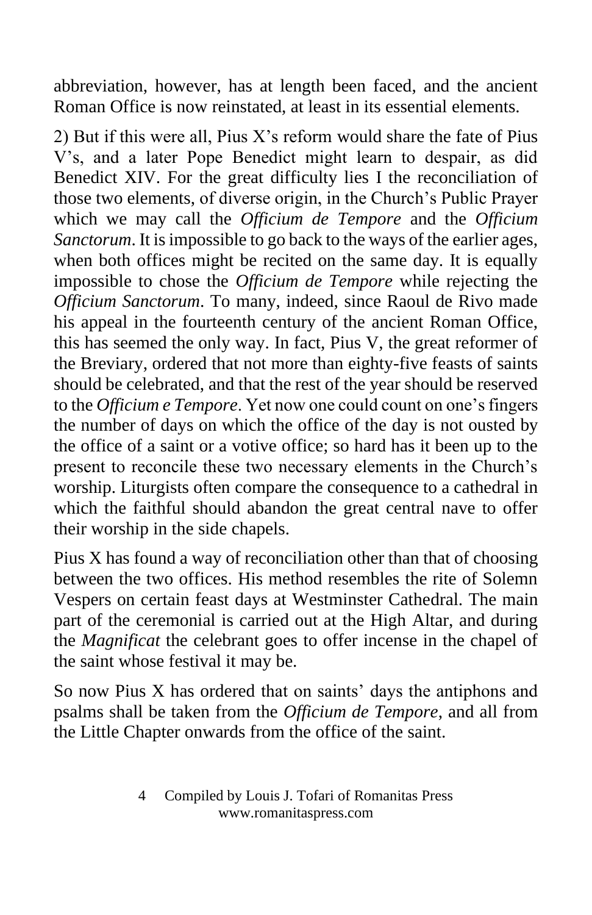abbreviation, however, has at length been faced, and the ancient Roman Office is now reinstated, at least in its essential elements.

2) But if this were all, Pius X's reform would share the fate of Pius V's, and a later Pope Benedict might learn to despair, as did Benedict XIV. For the great difficulty lies I the reconciliation of those two elements, of diverse origin, in the Church's Public Prayer which we may call the *Officium de Tempore* and the *Officium Sanctorum*. It is impossible to go back to the ways of the earlier ages, when both offices might be recited on the same day. It is equally impossible to chose the *Officium de Tempore* while rejecting the *Officium Sanctorum*. To many, indeed, since Raoul de Rivo made his appeal in the fourteenth century of the ancient Roman Office, this has seemed the only way. In fact, Pius V, the great reformer of the Breviary, ordered that not more than eighty-five feasts of saints should be celebrated, and that the rest of the year should be reserved to the *Officium e Tempore*. Yet now one could count on one's fingers the number of days on which the office of the day is not ousted by the office of a saint or a votive office; so hard has it been up to the present to reconcile these two necessary elements in the Church's worship. Liturgists often compare the consequence to a cathedral in which the faithful should abandon the great central nave to offer their worship in the side chapels.

Pius X has found a way of reconciliation other than that of choosing between the two offices. His method resembles the rite of Solemn Vespers on certain feast days at Westminster Cathedral. The main part of the ceremonial is carried out at the High Altar, and during the *Magnificat* the celebrant goes to offer incense in the chapel of the saint whose festival it may be.

So now Pius X has ordered that on saints' days the antiphons and psalms shall be taken from the *Officium de Tempore*, and all from the Little Chapter onwards from the office of the saint.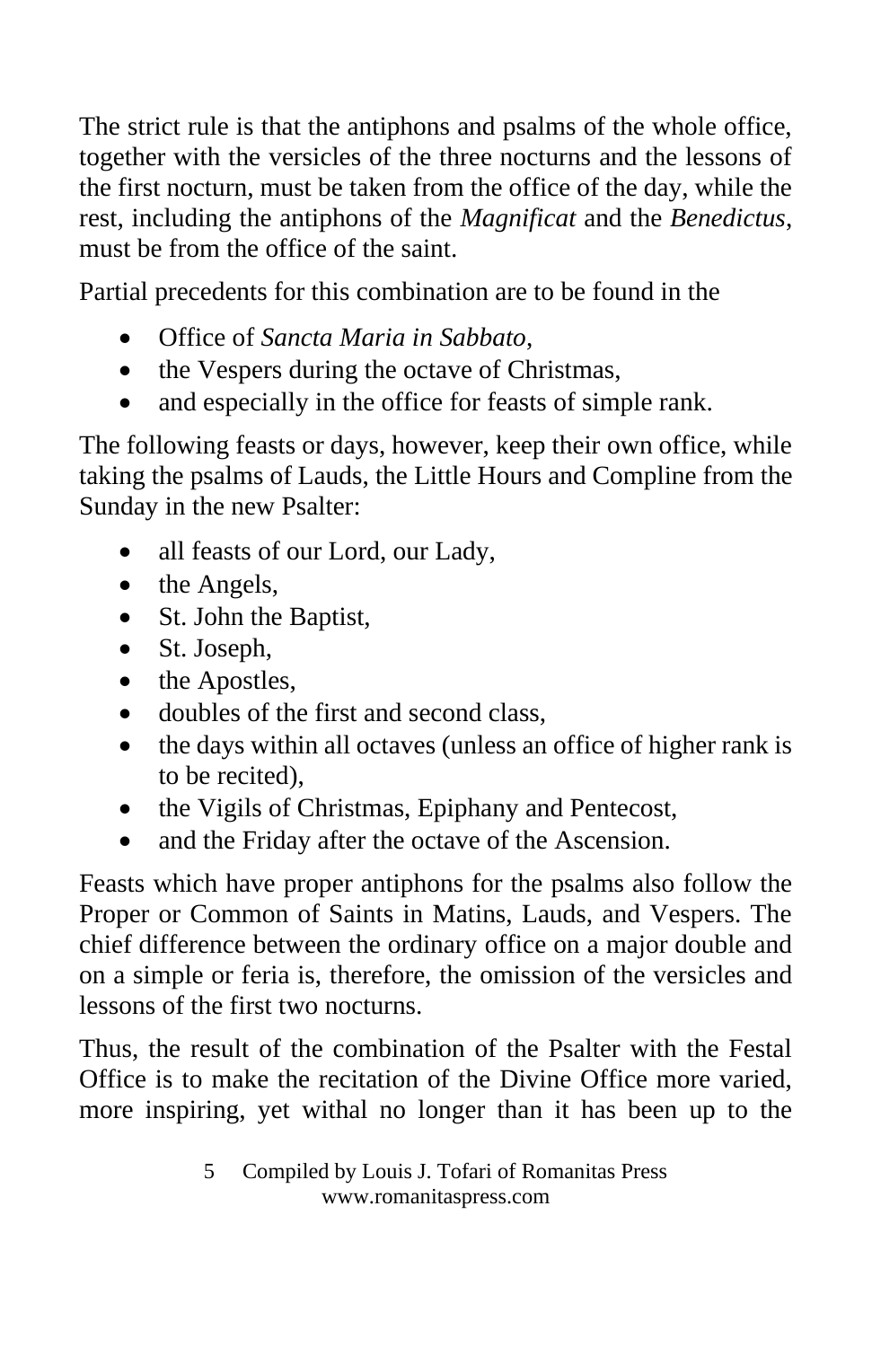The strict rule is that the antiphons and psalms of the whole office, together with the versicles of the three nocturns and the lessons of the first nocturn, must be taken from the office of the day, while the rest, including the antiphons of the *Magnificat* and the *Benedictus*, must be from the office of the saint.

Partial precedents for this combination are to be found in the

- Office of *Sancta Maria in Sabbato*,
- the Vespers during the octave of Christmas,
- and especially in the office for feasts of simple rank.

The following feasts or days, however, keep their own office, while taking the psalms of Lauds, the Little Hours and Compline from the Sunday in the new Psalter:

- all feasts of our Lord, our Lady,
- the Angels,
- St. John the Baptist,
- St. Joseph,
- the Apostles,
- doubles of the first and second class,
- the days within all octaves (unless an office of higher rank is to be recited),
- the Vigils of Christmas, Epiphany and Pentecost,
- and the Friday after the octave of the Ascension.

Feasts which have proper antiphons for the psalms also follow the Proper or Common of Saints in Matins, Lauds, and Vespers. The chief difference between the ordinary office on a major double and on a simple or feria is, therefore, the omission of the versicles and lessons of the first two nocturns.

Thus, the result of the combination of the Psalter with the Festal Office is to make the recitation of the Divine Office more varied, more inspiring, yet withal no longer than it has been up to the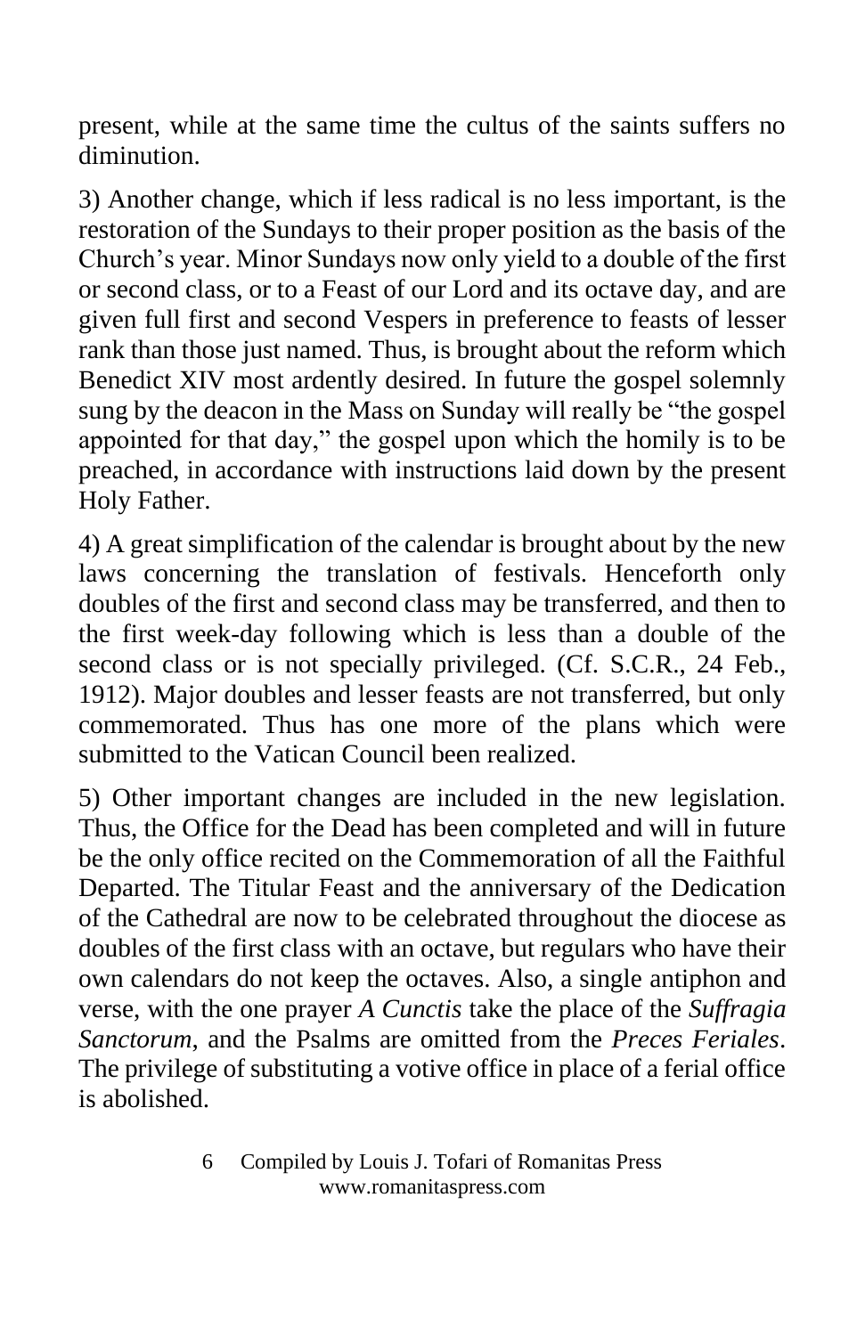present, while at the same time the cultus of the saints suffers no diminution.

3) Another change, which if less radical is no less important, is the restoration of the Sundays to their proper position as the basis of the Church's year. Minor Sundays now only yield to a double of the first or second class, or to a Feast of our Lord and its octave day, and are given full first and second Vespers in preference to feasts of lesser rank than those just named. Thus, is brought about the reform which Benedict XIV most ardently desired. In future the gospel solemnly sung by the deacon in the Mass on Sunday will really be "the gospel appointed for that day," the gospel upon which the homily is to be preached, in accordance with instructions laid down by the present Holy Father.

4) A great simplification of the calendar is brought about by the new laws concerning the translation of festivals. Henceforth only doubles of the first and second class may be transferred, and then to the first week-day following which is less than a double of the second class or is not specially privileged. (Cf. S.C.R., 24 Feb., 1912). Major doubles and lesser feasts are not transferred, but only commemorated. Thus has one more of the plans which were submitted to the Vatican Council been realized.

5) Other important changes are included in the new legislation. Thus, the Office for the Dead has been completed and will in future be the only office recited on the Commemoration of all the Faithful Departed. The Titular Feast and the anniversary of the Dedication of the Cathedral are now to be celebrated throughout the diocese as doubles of the first class with an octave, but regulars who have their own calendars do not keep the octaves. Also, a single antiphon and verse, with the one prayer *A Cunctis* take the place of the *Suffragia Sanctorum*, and the Psalms are omitted from the *Preces Feriales*. The privilege of substituting a votive office in place of a ferial office is abolished.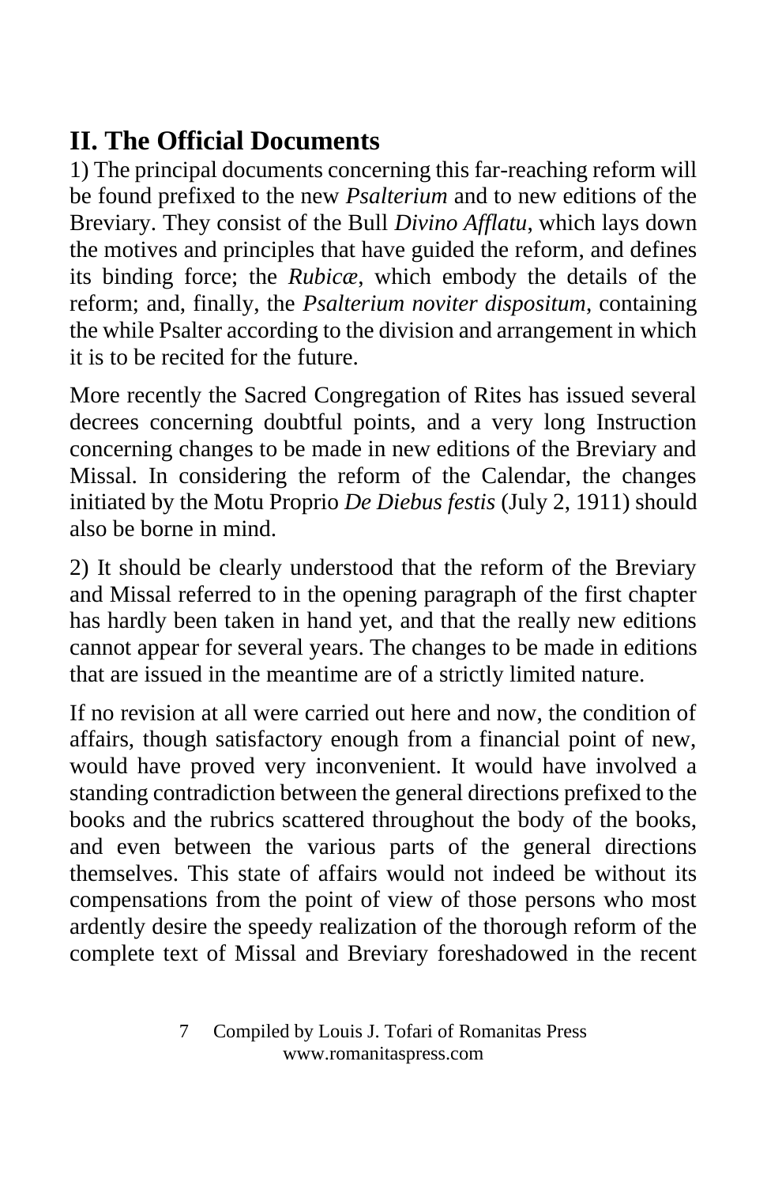## II. The Official Documents

1) The principal documents concerning this far-reaching reform will be found prefixed to the new *Psalterium* and to new editions of the Breviary. They consist of the Bull *Divino Afflatu*, which lays down the motives and principles that have guided the reform, and defines its binding force; the *Rubicæ*, which embody the details of the reform; and, finally, the *Psalterium noviter dispositum*, containing the while Psalter according to the division and arrangement in which it is to be recited for the future.

More recently the Sacred Congregation of Rites has issued several decrees concerning doubtful points, and a very long Instruction concerning changes to be made in new editions of the Breviary and Missal. In considering the reform of the Calendar, the changes initiated by the Motu Proprio *De Diebus festis* (July 2, 1911) should also be borne in mind.

2) It should be clearly understood that the reform of the Breviary and Missal referred to in the opening paragraph of the first chapter has hardly been taken in hand yet, and that the really new editions cannot appear for several years. The changes to be made in editions that are issued in the meantime are of a strictly limited nature.

If no revision at all were carried out here and now, the condition of affairs, though satisfactory enough from a financial point of new, would have proved very inconvenient. It would have involved a standing contradiction between the general directions prefixed to the books and the rubrics scattered throughout the body of the books, and even between the various parts of the general directions themselves. This state of affairs would not indeed be without its compensations from the point of view of those persons who most ardently desire the speedy realization of the thorough reform of the complete text of Missal and Breviary foreshadowed in the recent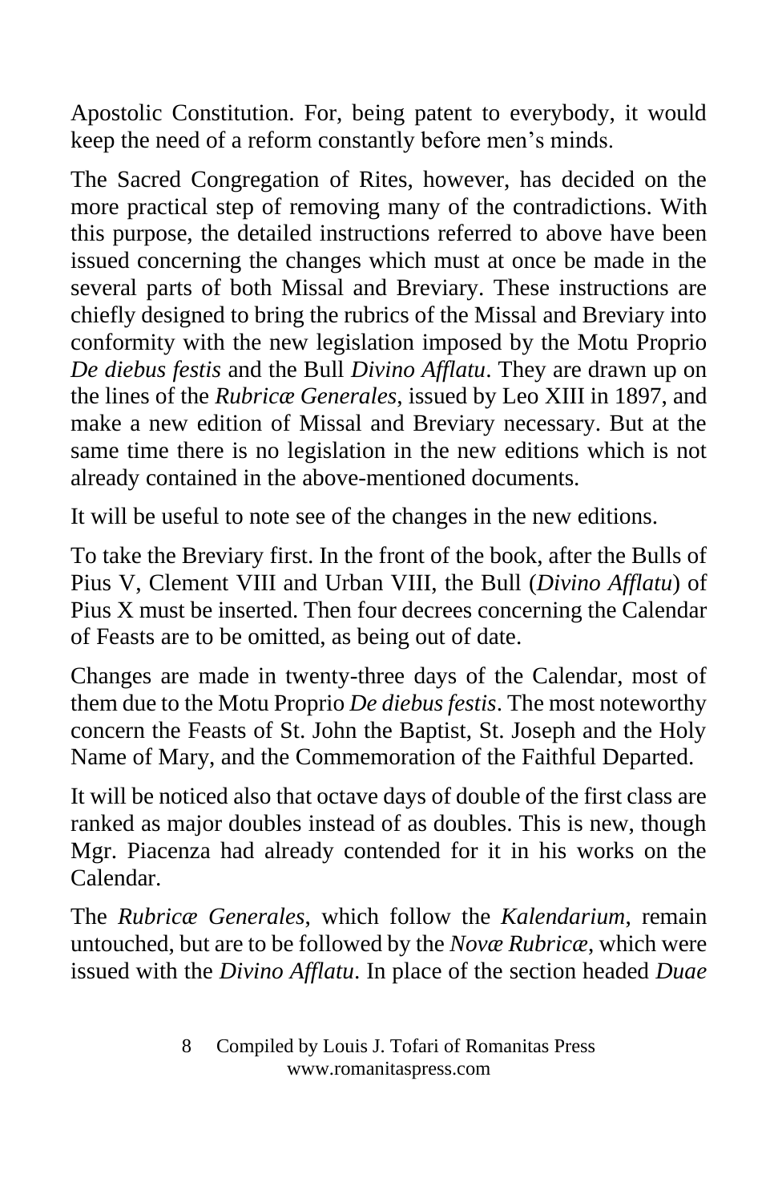Apostolic Constitution. For, being patent to everybody, it would keep the need of a reform constantly before men's minds.

The Sacred Congregation of Rites, however, has decided on the more practical step of removing many of the contradictions. With this purpose, the detailed instructions referred to above have been issued concerning the changes which must at once be made in the several parts of both Missal and Breviary. These instructions are chiefly designed to bring the rubrics of the Missal and Breviary into conformity with the new legislation imposed by the Motu Proprio *De diebus festis* and the Bull *Divino Afflatu*. They are drawn up on the lines of the *Rubricæ Generales*, issued by Leo XIII in 1897, and make a new edition of Missal and Breviary necessary. But at the same time there is no legislation in the new editions which is not already contained in the above-mentioned documents.

It will be useful to note see of the changes in the new editions.

To take the Breviary first. In the front of the book, after the Bulls of Pius V, Clement VIII and Urban VIII, the Bull (*Divino Afflatu*) of Pius X must be inserted. Then four decrees concerning the Calendar of Feasts are to be omitted, as being out of date.

Changes are made in twenty-three days of the Calendar, most of them due to the Motu Proprio *De diebus festis*. The most noteworthy concern the Feasts of St. John the Baptist, St. Joseph and the Holy Name of Mary, and the Commemoration of the Faithful Departed.

It will be noticed also that octave days of double of the first class are ranked as major doubles instead of as doubles. This is new, though Mgr. Piacenza had already contended for it in his works on the Calendar.

The *Rubricæ Generales*, which follow the *Kalendarium*, remain untouched, but are to be followed by the *Novæ Rubricæ*, which were issued with the *Divino Afflatu*. In place of the section headed *Duae*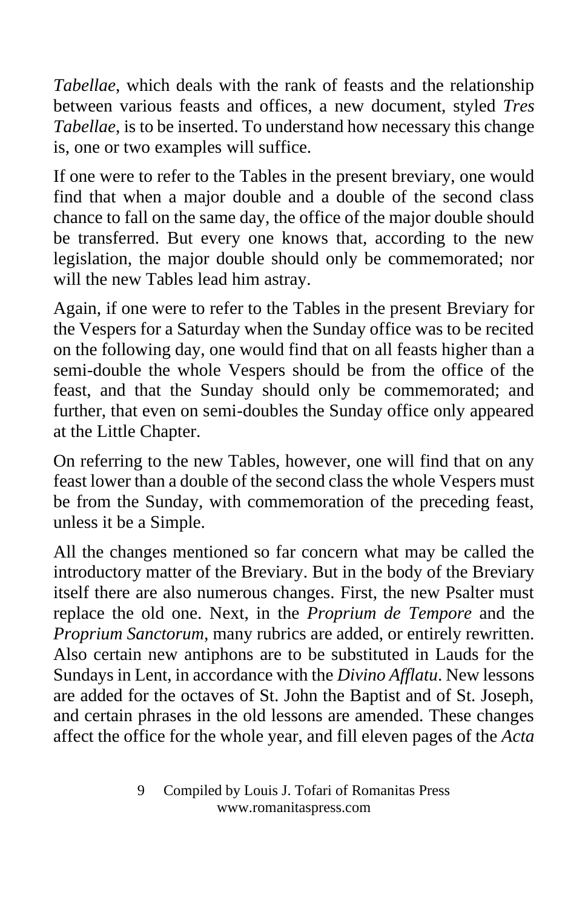*Tabellae*, which deals with the rank of feasts and the relationship between various feasts and offices, a new document, styled *Tres Tabellae*, is to be inserted. To understand how necessary this change is, one or two examples will suffice.

If one were to refer to the Tables in the present breviary, one would find that when a major double and a double of the second class chance to fall on the same day, the office of the major double should be transferred. But every one knows that, according to the new legislation, the major double should only be commemorated; nor will the new Tables lead him astray.

Again, if one were to refer to the Tables in the present Breviary for the Vespers for a Saturday when the Sunday office was to be recited on the following day, one would find that on all feasts higher than a semi-double the whole Vespers should be from the office of the feast, and that the Sunday should only be commemorated; and further, that even on semi-doubles the Sunday office only appeared at the Little Chapter.

On referring to the new Tables, however, one will find that on any feast lower than a double of the second class the whole Vespers must be from the Sunday, with commemoration of the preceding feast, unless it be a Simple.

All the changes mentioned so far concern what may be called the introductory matter of the Breviary. But in the body of the Breviary itself there are also numerous changes. First, the new Psalter must replace the old one. Next, in the *Proprium de Tempore* and the *Proprium Sanctorum*, many rubrics are added, or entirely rewritten. Also certain new antiphons are to be substituted in Lauds for the Sundays in Lent, in accordance with the *Divino Afflatu*. New lessons are added for the octaves of St. John the Baptist and of St. Joseph, and certain phrases in the old lessons are amended. These changes affect the office for the whole year, and fill eleven pages of the *Acta*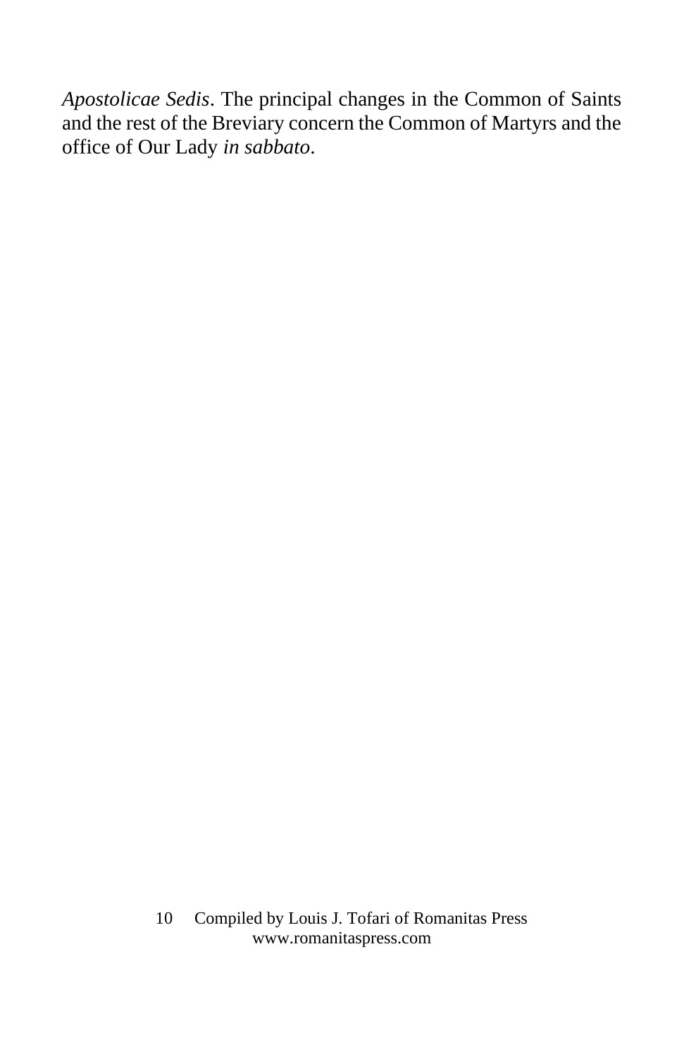*Apostolicae Sedis*. The principal changes in the Common of Saints and the rest of the Breviary concern the Common of Martyrs and the office of Our Lady *in sabbato*.